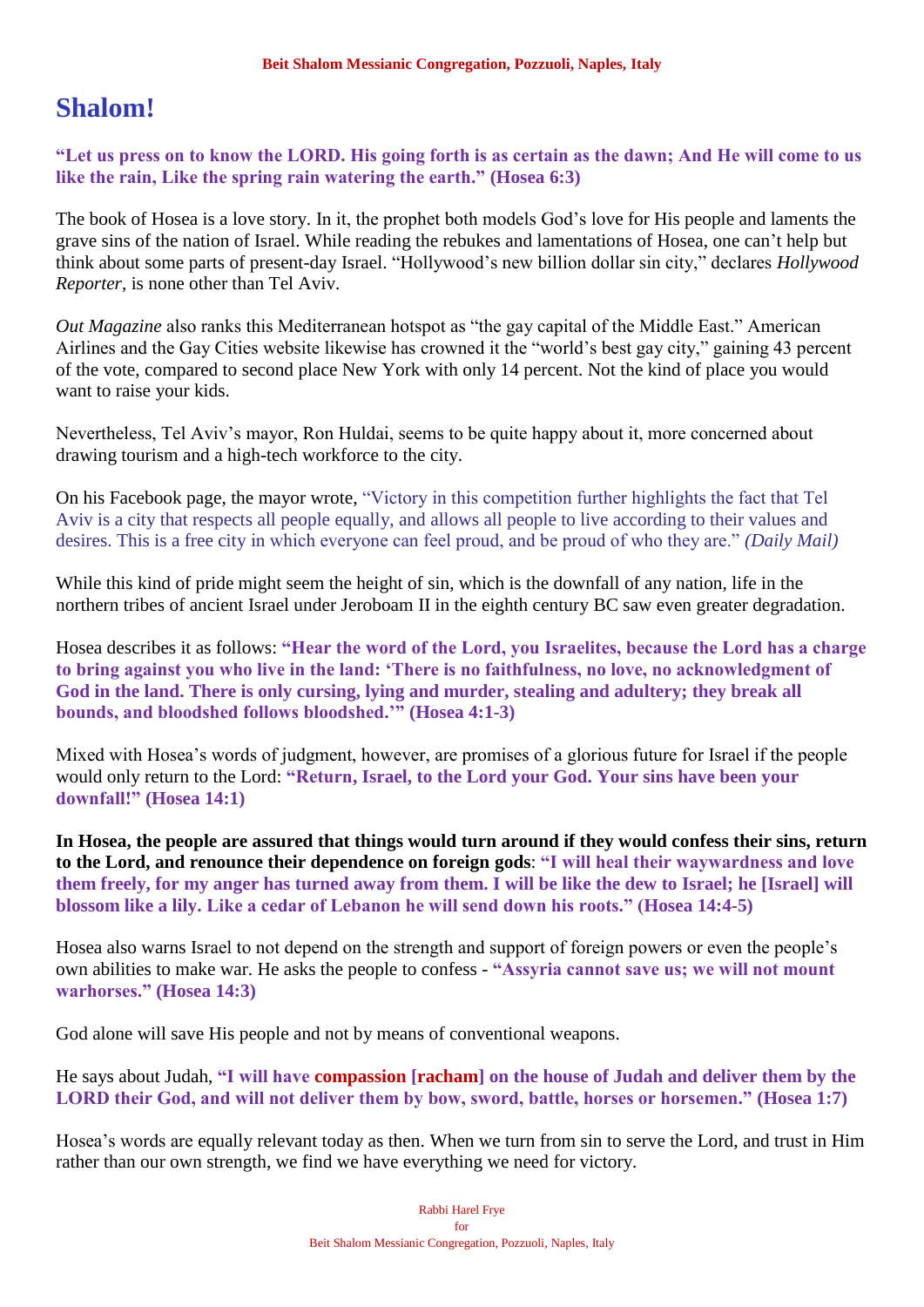# Shalom!

**"Let us press on to know the LORD. His going forth is as certain as the dawn; And He will come to us like the rain, Like the spring rain watering the earth." (Hosea 6:3)**

The book of Hosea is a love story. In it, the prophet both models God's love for His people and laments the grave sins of the nation of Israel. While reading the rebukes and lamentations of Hosea, one can't help but think about some parts of present-day Israel. "Hollywood's new billion dollar sin city," declares *Hollywood Reporter*, is none other than Tel Aviv.

*Out Magazine* also ranks this Mediterranean hotspot as "the gay capital of the Middle East." American Airlines and the Gay Cities website likewise has crowned it the "world's best gay city," gaining 43 percent of the vote, compared to second place New York with only 14 percent. Not the kind of place you would want to raise your kids.

Nevertheless, Tel Aviv's mayor, Ron Huldai, seems to be quite happy about it, more concerned about drawing tourism and a high-tech workforce to the city.

On his Facebook page, the mayor wrote, "Victory in this competition further highlights the fact that Tel Aviv is a city that respects all people equally, and allows all people to live according to their values and desires. This is a free city in which everyone can feel proud, and be proud of who they are." *(Daily Mail)*

While this kind of pride might seem the height of sin, which is the downfall of any nation, life in the northern tribes of ancient Israel under Jeroboam II in the eighth century BC saw even greater degradation.

Hosea describes it as follows: **"Hear the word of the Lord, you Israelites, because the Lord has a charge to bring against you who live in the land: 'There is no faithfulness, no love, no acknowledgment of God in the land. There is only cursing, lying and murder, stealing and adultery; they break all bounds, and bloodshed follows bloodshed.'" (Hosea 4:1-3)**

Mixed with Hosea's words of judgment, however, are promises of a glorious future for Israel if the people would only return to the Lord: **"Return, Israel, to the Lord your God. Your sins have been your downfall!" (Hosea 14:1)**

**In Hosea, the people are assured that things would turn around if they would confess their sins, return to the Lord, and renounce their dependence on foreign gods**: **"I will heal their waywardness and love them freely, for my anger has turned away from them. I will be like the dew to Israel; he [Israel] will blossom like a lily. Like a cedar of Lebanon he will send down his roots." (Hosea 14:4-5)**

Hosea also warns Israel to not depend on the strength and support of foreign powers or even the people's own abilities to make war. He asks the people to confess - **"Assyria cannot save us; we will not mount warhorses." (Hosea 14:3)**

God alone will save His people and not by means of conventional weapons.

He says about Judah, **"I will have compassion [racham] on the house of Judah and deliver them by the LORD their God, and will not deliver them by bow, sword, battle, horses or horsemen." (Hosea 1:7)**

Hosea's words are equally relevant today as then. When we turn from sin to serve the Lord, and trust in Him rather than our own strength, we find we have everything we need for victory.

Rabbi Harel Frye
for
Beit Shalom Messianic Congregation, Pozzuoli, Naples, Italy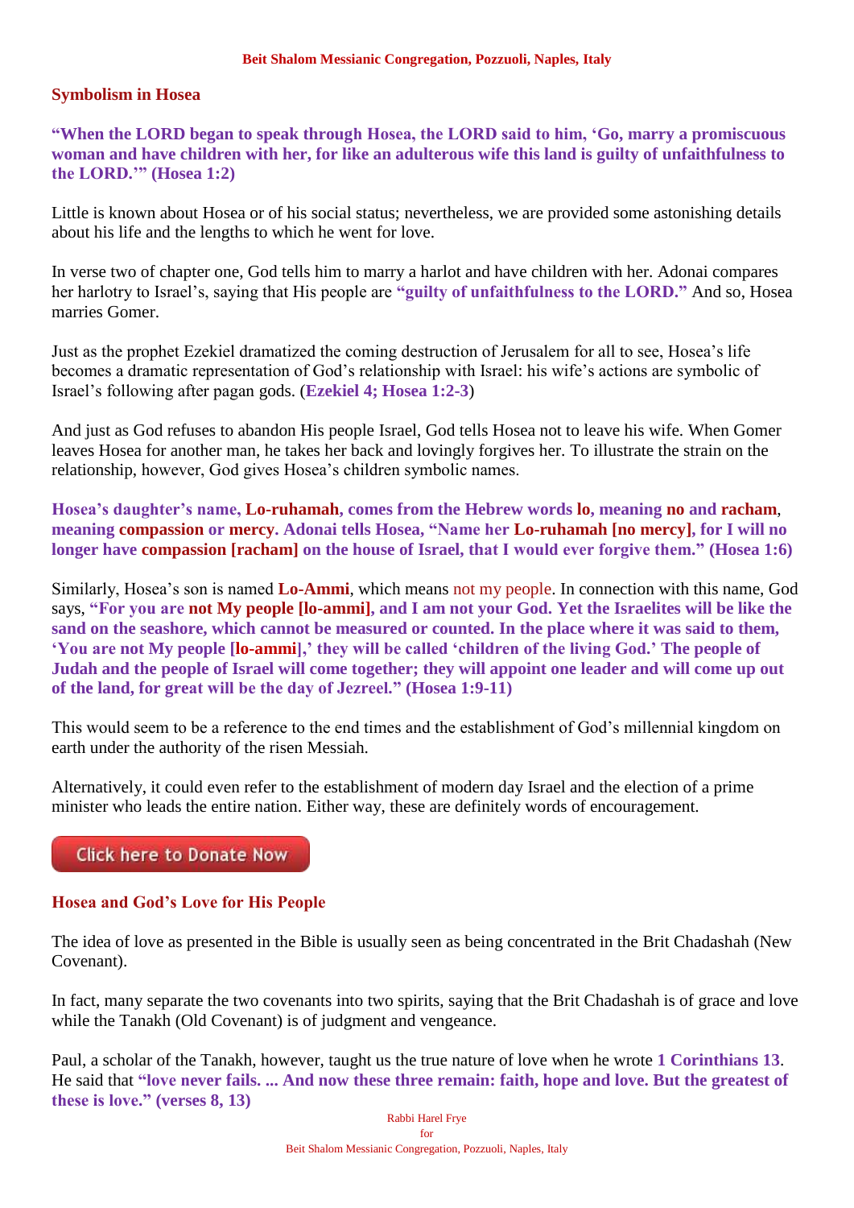## Symbolism in Hosea

**"When the LORD began to speak through Hosea, the LORD said to him, 'Go, marry a promiscuous woman and have children with her, for like an adulterous wife this land is guilty of unfaithfulness to the LORD.'" (Hosea 1:2)**

Little is known about Hosea or of his social status; nevertheless, we are provided some astonishing details about his life and the lengths to which he went for love.

In verse two of chapter one, God tells him to marry a harlot and have children with her. Adonai compares her harlotry to Israel's, saying that His people are **"guilty of unfaithfulness to the LORD."** And so, Hosea marries Gomer.

Just as the prophet Ezekiel dramatized the coming destruction of Jerusalem for all to see, Hosea's life becomes a dramatic representation of God's relationship with Israel: his wife's actions are symbolic of Israel's following after pagan gods. (**Ezekiel 4; Hosea 1:2-3**)

And just as God refuses to abandon His people Israel, God tells Hosea not to leave his wife. When Gomer leaves Hosea for another man, he takes her back and lovingly forgives her. To illustrate the strain on the relationship, however, God gives Hosea's children symbolic names.

**Hosea's daughter's name, Lo-ruhamah, comes from the Hebrew words lo, meaning no and racham, meaning compassion or mercy. Adonai tells Hosea, "Name her Lo-ruhamah [no mercy], for I will no longer have compassion [racham] on the house of Israel, that I would ever forgive them." (Hosea 1:6)**

Similarly, Hosea's son is named **Lo-Ammi**, which means not my people. In connection with this name, God says, **"For you are not My people [lo-ammi], and I am not your God. Yet the Israelites will be like the sand on the seashore, which cannot be measured or counted. In the place where it was said to them, 'You are not My people [lo-ammi],' they will be called 'children of the living God.' The people of Judah and the people of Israel will come together; they will appoint one leader and will come up out of the land, for great will be the day of Jezreel." (Hosea 1:9-11)**

This would seem to be a reference to the end times and the establishment of God's millennial kingdom on earth under the authority of the risen Messiah.

Alternatively, it could even refer to the establishment of modern day Israel and the election of a prime minister who leads the entire nation. Either way, these are definitely words of encouragement.

Click here to Donate Now

## Hosea and God's Love for His People

The idea of love as presented in the Bible is usually seen as being concentrated in the Brit Chadashah (New Covenant).

In fact, many separate the two covenants into two spirits, saying that the Brit Chadashah is of grace and love while the Tanakh (Old Covenant) is of judgment and vengeance.

Paul, a scholar of the Tanakh, however, taught us the true nature of love when he wrote **1 Corinthians 13**. He said that **"love never fails. ... And now these three remain: faith, hope and love. But the greatest of these is love." (verses 8, 13)**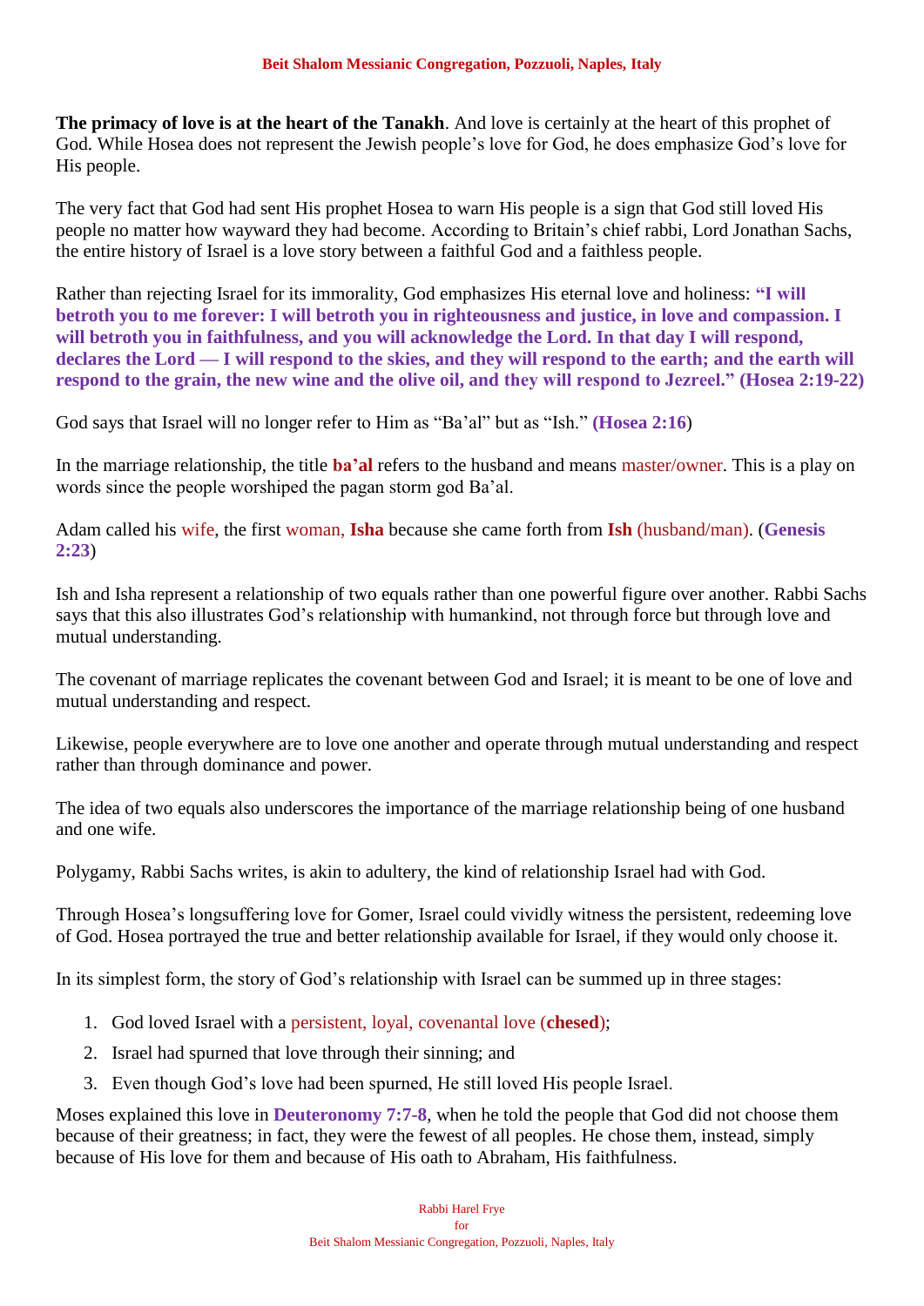**The primacy of love is at the heart of the Tanakh**. And love is certainly at the heart of this prophet of God. While Hosea does not represent the Jewish people's love for God, he does emphasize God's love for His people.

The very fact that God had sent His prophet Hosea to warn His people is a sign that God still loved His people no matter how wayward they had become. According to Britain's chief rabbi, Lord Jonathan Sachs, the entire history of Israel is a love story between a faithful God and a faithless people.

Rather than rejecting Israel for its immorality, God emphasizes His eternal love and holiness: **"I will betroth you to me forever: I will betroth you in righteousness and justice, in love and compassion. I will betroth you in faithfulness, and you will acknowledge the Lord. In that day I will respond, declares the Lord — I will respond to the skies, and they will respond to the earth; and the earth will respond to the grain, the new wine and the olive oil, and they will respond to Jezreel." (Hosea 2:19-22)**

God says that Israel will no longer refer to Him as "Ba'al" but as "Ish." **(Hosea 2:16**)

In the marriage relationship, the title **ba'al** refers to the husband and means master/owner. This is a play on words since the people worshiped the pagan storm god Ba'al.

Adam called his wife, the first woman, **Isha** because she came forth from **Ish** (husband/man). (**Genesis 2:23**)

Ish and Isha represent a relationship of two equals rather than one powerful figure over another. Rabbi Sachs says that this also illustrates God's relationship with humankind, not through force but through love and mutual understanding.

The covenant of marriage replicates the covenant between God and Israel; it is meant to be one of love and mutual understanding and respect.

Likewise, people everywhere are to love one another and operate through mutual understanding and respect rather than through dominance and power.

The idea of two equals also underscores the importance of the marriage relationship being of one husband and one wife.

Polygamy, Rabbi Sachs writes, is akin to adultery, the kind of relationship Israel had with God.

Through Hosea's longsuffering love for Gomer, Israel could vividly witness the persistent, redeeming love of God. Hosea portrayed the true and better relationship available for Israel, if they would only choose it.

In its simplest form, the story of God's relationship with Israel can be summed up in three stages:

1. God loved Israel with a persistent, loyal, covenantal love (**chesed**);
2. Israel had spurned that love through their sinning; and
3. Even though God's love had been spurned, He still loved His people Israel.

Moses explained this love in **Deuteronomy 7:7-8**, when he told the people that God did not choose them because of their greatness; in fact, they were the fewest of all peoples. He chose them, instead, simply because of His love for them and because of His oath to Abraham, His faithfulness.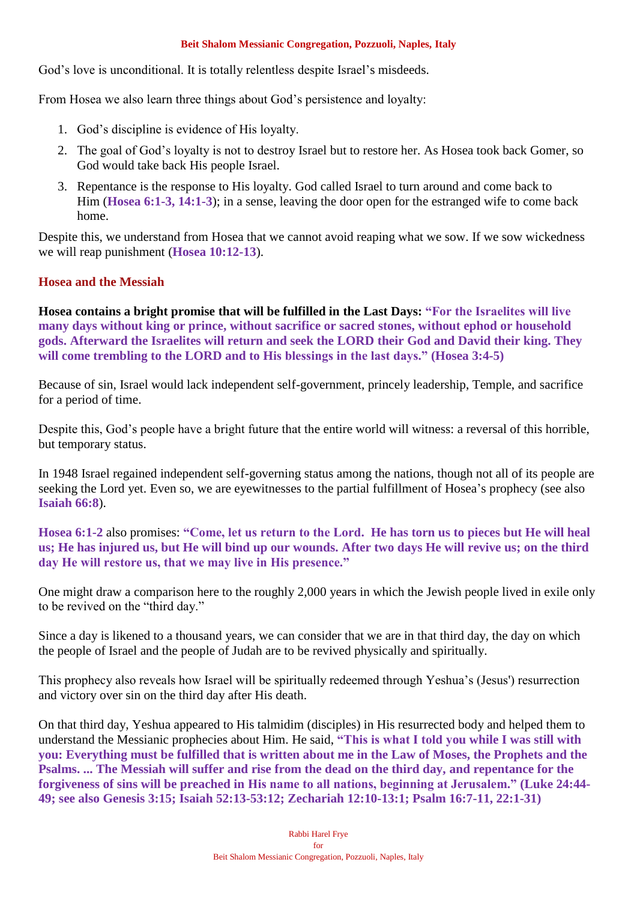God's love is unconditional. It is totally relentless despite Israel's misdeeds.

From Hosea we also learn three things about God's persistence and loyalty:

1. God's discipline is evidence of His loyalty.
2. The goal of God's loyalty is not to destroy Israel but to restore her. As Hosea took back Gomer, so God would take back His people Israel.
3. Repentance is the response to His loyalty. God called Israel to turn around and come back to Him (**Hosea 6:1-3, 14:1-3**); in a sense, leaving the door open for the estranged wife to come back home.

Despite this, we understand from Hosea that we cannot avoid reaping what we sow. If we sow wickedness we will reap punishment (**Hosea 10:12-13**).

## Hosea and the Messiah

**Hosea contains a bright promise that will be fulfilled in the Last Days: "For the Israelites will live many days without king or prince, without sacrifice or sacred stones, without ephod or household gods. Afterward the Israelites will return and seek the LORD their God and David their king. They will come trembling to the LORD and to His blessings in the last days." (Hosea 3:4-5)**

Because of sin, Israel would lack independent self-government, princely leadership, Temple, and sacrifice for a period of time.

Despite this, God's people have a bright future that the entire world will witness: a reversal of this horrible, but temporary status.

In 1948 Israel regained independent self-governing status among the nations, though not all of its people are seeking the Lord yet. Even so, we are eyewitnesses to the partial fulfillment of Hosea's prophecy (see also **Isaiah 66:8**).

**Hosea 6:1-2** also promises: **"Come, let us return to the Lord. He has torn us to pieces but He will heal us; He has injured us, but He will bind up our wounds. After two days He will revive us; on the third day He will restore us, that we may live in His presence."**

One might draw a comparison here to the roughly 2,000 years in which the Jewish people lived in exile only to be revived on the "third day."

Since a day is likened to a thousand years, we can consider that we are in that third day, the day on which the people of Israel and the people of Judah are to be revived physically and spiritually.

This prophecy also reveals how Israel will be spiritually redeemed through Yeshua's (Jesus') resurrection and victory over sin on the third day after His death.

On that third day, Yeshua appeared to His talmidim (disciples) in His resurrected body and helped them to understand the Messianic prophecies about Him. He said, **"This is what I told you while I was still with you: Everything must be fulfilled that is written about me in the Law of Moses, the Prophets and the Psalms. ... The Messiah will suffer and rise from the dead on the third day, and repentance for the forgiveness of sins will be preached in His name to all nations, beginning at Jerusalem." (Luke 24:44-49; see also Genesis 3:15; Isaiah 52:13-53:12; Zechariah 12:10-13:1; Psalm 16:7-11, 22:1-31)**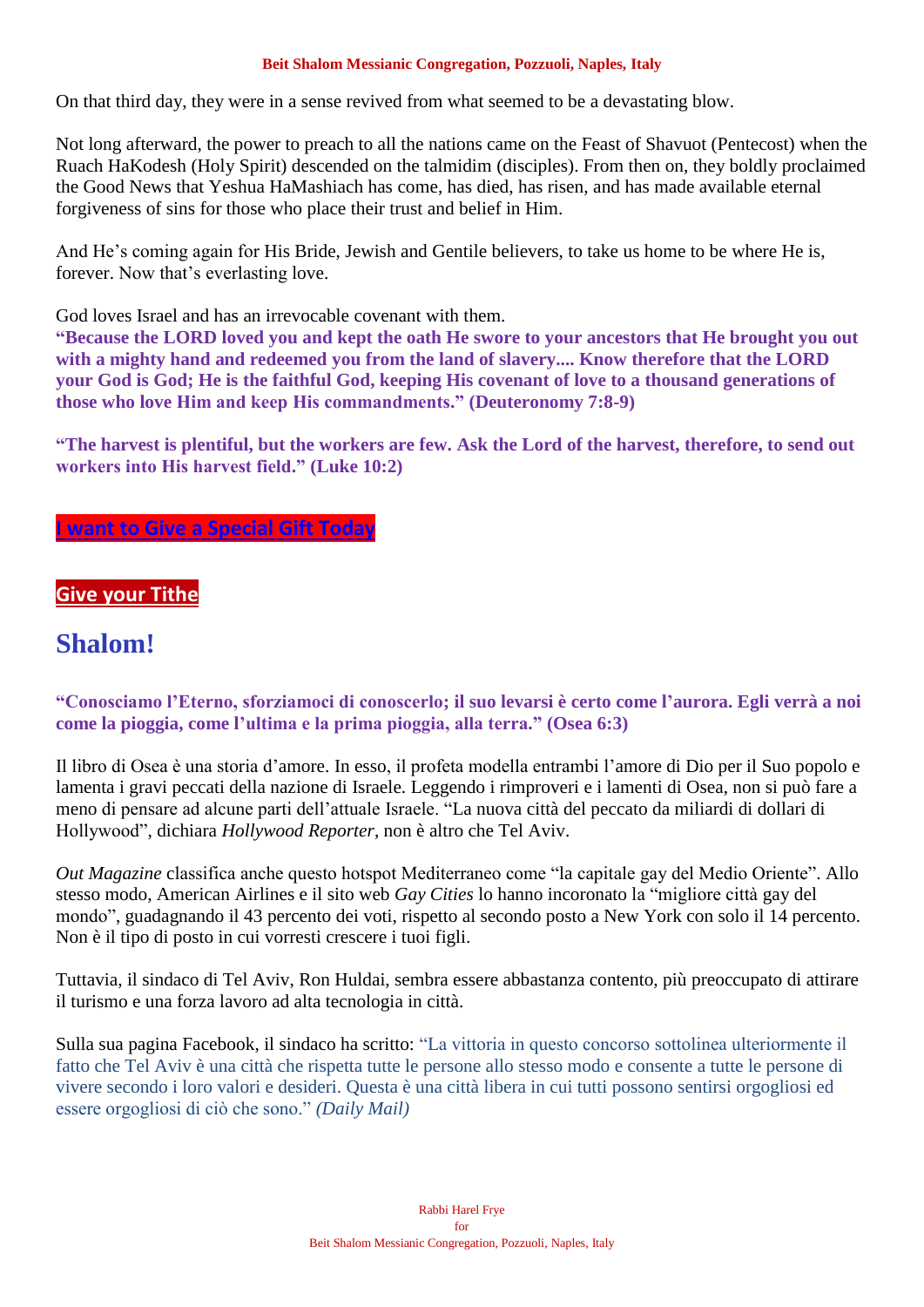On that third day, they were in a sense revived from what seemed to be a devastating blow.

Not long afterward, the power to preach to all the nations came on the Feast of Shavuot (Pentecost) when the Ruach HaKodesh (Holy Spirit) descended on the talmidim (disciples). From then on, they boldly proclaimed the Good News that Yeshua HaMashiach has come, has died, has risen, and has made available eternal forgiveness of sins for those who place their trust and belief in Him.

And He's coming again for His Bride, Jewish and Gentile believers, to take us home to be where He is, forever. Now that's everlasting love.

God loves Israel and has an irrevocable covenant with them.
**"Because the LORD loved you and kept the oath He swore to your ancestors that He brought you out with a mighty hand and redeemed you from the land of slavery.... Know therefore that the LORD your God is God; He is the faithful God, keeping His covenant of love to a thousand generations of those who love Him and keep His commandments." (Deuteronomy 7:8-9)**

**"The harvest is plentiful, but the workers are few. Ask the Lord of the harvest, therefore, to send out workers into His harvest field." (Luke 10:2)**

**I want to Give a Special Gift Today**

**Give your Tithe**

# Shalom!

**"Conosciamo l'Eterno, sforziamoci di conoscerlo; il suo levarsi è certo come l'aurora. Egli verrà a noi come la pioggia, come l'ultima e la prima pioggia, alla terra." (Osea 6:3)**

Il libro di Osea è una storia d'amore. In esso, il profeta modella entrambi l'amore di Dio per il Suo popolo e lamenta i gravi peccati della nazione di Israele. Leggendo i rimproveri e i lamenti di Osea, non si può fare a meno di pensare ad alcune parti dell'attuale Israele. "La nuova città del peccato da miliardi di dollari di Hollywood", dichiara *Hollywood Reporter*, non è altro che Tel Aviv.

*Out Magazine* classifica anche questo hotspot Mediterraneo come "la capitale gay del Medio Oriente". Allo stesso modo, American Airlines e il sito web *Gay Cities* lo hanno incoronato la "migliore città gay del mondo", guadagnando il 43 percento dei voti, rispetto al secondo posto a New York con solo il 14 percento. Non è il tipo di posto in cui vorresti crescere i tuoi figli.

Tuttavia, il sindaco di Tel Aviv, Ron Huldai, sembra essere abbastanza contento, più preoccupato di attirare il turismo e una forza lavoro ad alta tecnologia in città.

Sulla sua pagina Facebook, il sindaco ha scritto: "La vittoria in questo concorso sottolinea ulteriormente il fatto che Tel Aviv è una città che rispetta tutte le persone allo stesso modo e consente a tutte le persone di vivere secondo i loro valori e desideri. Questa è una città libera in cui tutti possono sentirsi orgogliosi ed essere orgogliosi di ciò che sono." *(Daily Mail)*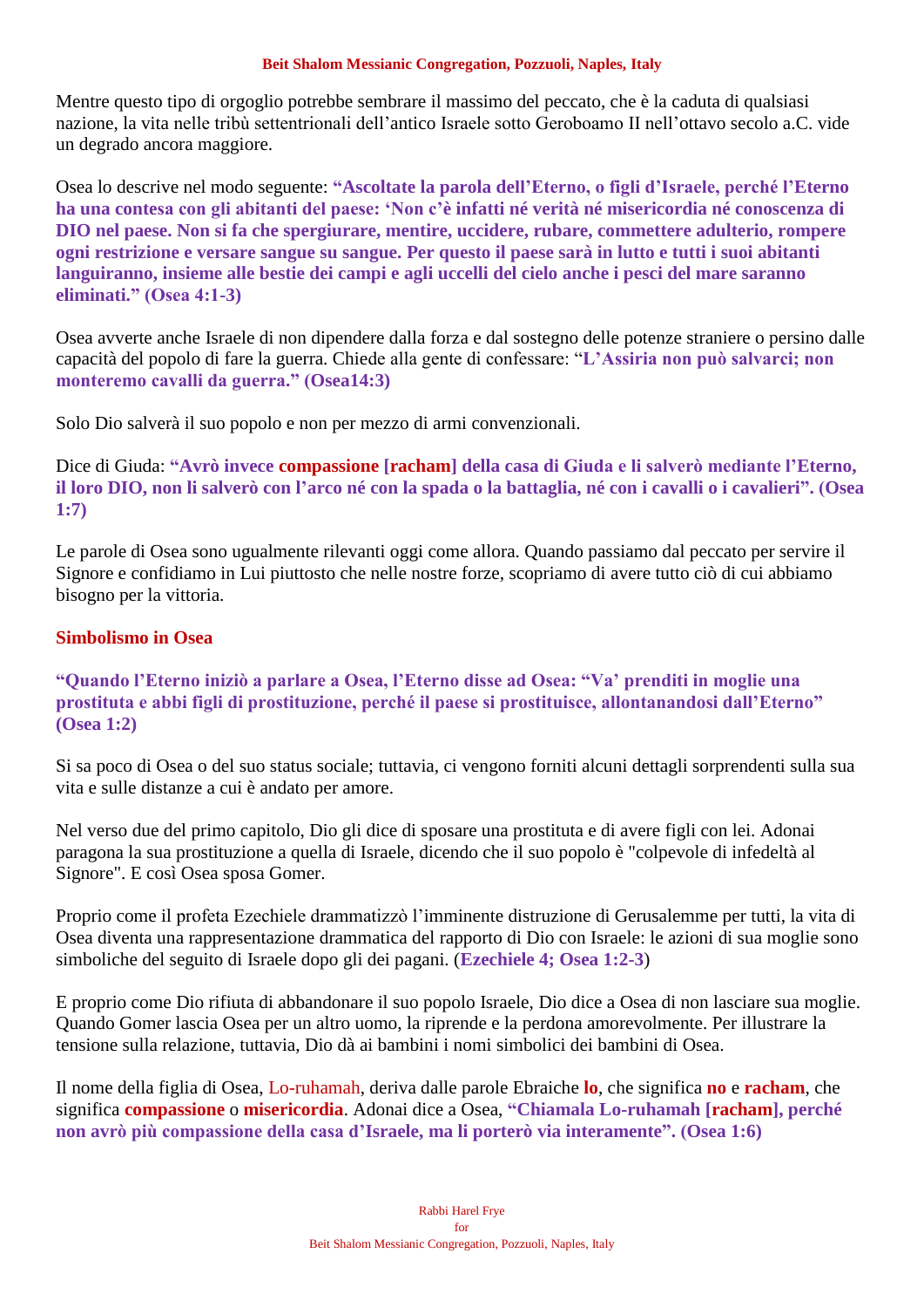Mentre questo tipo di orgoglio potrebbe sembrare il massimo del peccato, che è la caduta di qualsiasi nazione, la vita nelle tribù settentrionali dell'antico Israele sotto Geroboamo II nell'ottavo secolo a.C. vide un degrado ancora maggiore.

Osea lo descrive nel modo seguente: **"Ascoltate la parola dell'Eterno, o figli d'Israele, perché l'Eterno ha una contesa con gli abitanti del paese: 'Non c'è infatti né verità né misericordia né conoscenza di DIO nel paese. Non si fa che spergiurare, mentire, uccidere, rubare, commettere adulterio, rompere ogni restrizione e versare sangue su sangue. Per questo il paese sarà in lutto e tutti i suoi abitanti languiranno, insieme alle bestie dei campi e agli uccelli del cielo anche i pesci del mare saranno eliminati." (Osea 4:1-3)**

Osea avverte anche Israele di non dipendere dalla forza e dal sostegno delle potenze straniere o persino dalle capacità del popolo di fare la guerra. Chiede alla gente di confessare: "**L'Assiria non può salvarci; non monteremo cavalli da guerra." (Osea14:3)**

Solo Dio salverà il suo popolo e non per mezzo di armi convenzionali.

Dice di Giuda: **"Avrò invece compassione [racham] della casa di Giuda e li salverò mediante l'Eterno, il loro DIO, non li salverò con l'arco né con la spada o la battaglia, né con i cavalli o i cavalieri". (Osea 1:7)**

Le parole di Osea sono ugualmente rilevanti oggi come allora. Quando passiamo dal peccato per servire il Signore e confidiamo in Lui piuttosto che nelle nostre forze, scopriamo di avere tutto ciò di cui abbiamo bisogno per la vittoria.

## Simbolismo in Osea

**"Quando l'Eterno iniziò a parlare a Osea, l'Eterno disse ad Osea: "Va' prenditi in moglie una prostituta e abbi figli di prostituzione, perché il paese si prostituisce, allontanandosi dall'Eterno" (Osea 1:2)**

Si sa poco di Osea o del suo status sociale; tuttavia, ci vengono forniti alcuni dettagli sorprendenti sulla sua vita e sulle distanze a cui è andato per amore.

Nel verso due del primo capitolo, Dio gli dice di sposare una prostituta e di avere figli con lei. Adonai paragona la sua prostituzione a quella di Israele, dicendo che il suo popolo è "colpevole di infedeltà al Signore". E così Osea sposa Gomer.

Proprio come il profeta Ezechiele drammatizzò l'imminente distruzione di Gerusalemme per tutti, la vita di Osea diventa una rappresentazione drammatica del rapporto di Dio con Israele: le azioni di sua moglie sono simboliche del seguito di Israele dopo gli dei pagani. (**Ezechiele 4; Osea 1:2-3**)

E proprio come Dio rifiuta di abbandonare il suo popolo Israele, Dio dice a Osea di non lasciare sua moglie. Quando Gomer lascia Osea per un altro uomo, la riprende e la perdona amorevolmente. Per illustrare la tensione sulla relazione, tuttavia, Dio dà ai bambini i nomi simbolici dei bambini di Osea.

Il nome della figlia di Osea, Lo-ruhamah, deriva dalle parole Ebraiche **lo**, che significa **no** e **racham**, che significa **compassione** o **misericordia**. Adonai dice a Osea, **"Chiamala Lo-ruhamah [racham], perché non avrò più compassione della casa d'Israele, ma li porterò via interamente". (Osea 1:6)**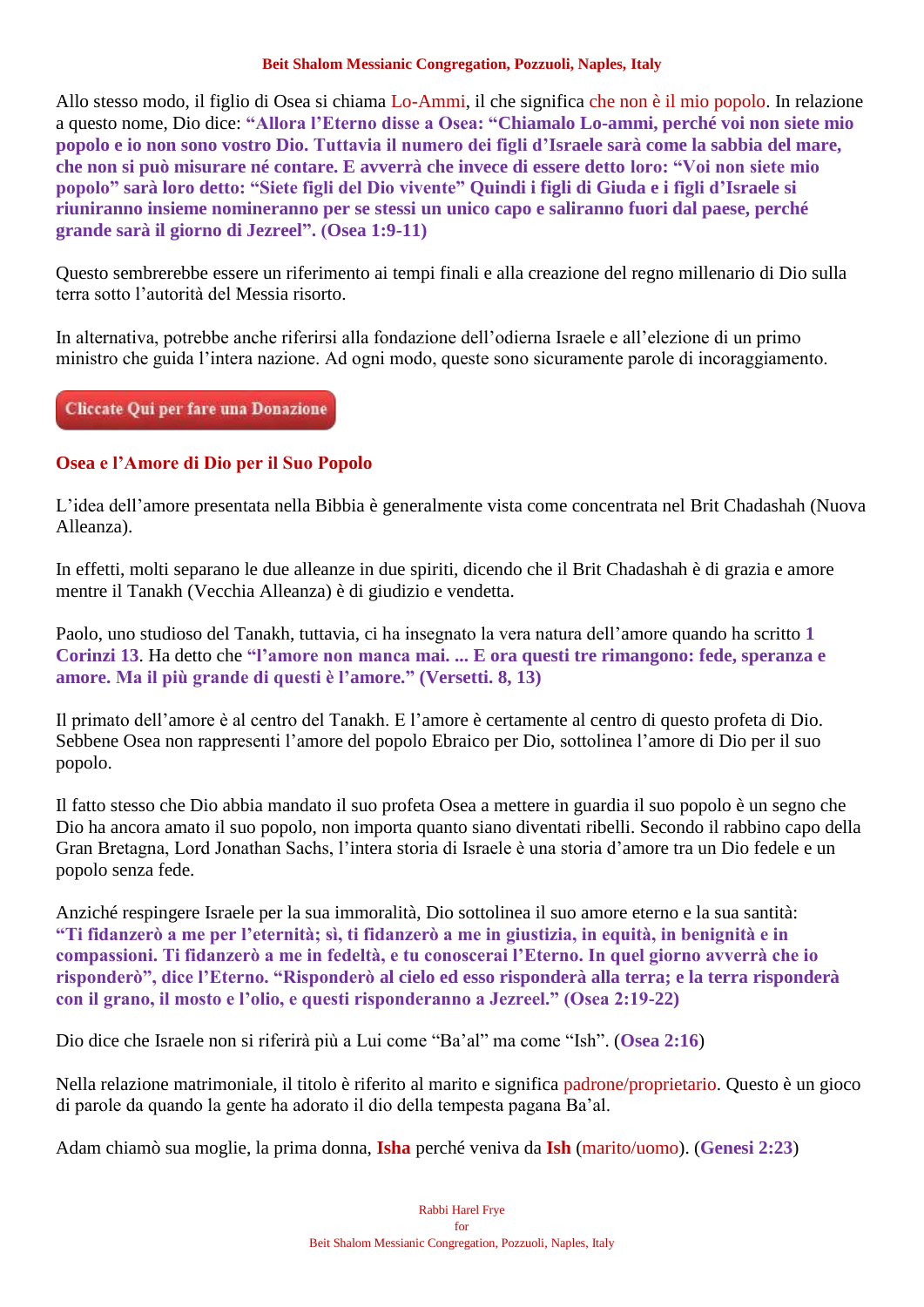Allo stesso modo, il figlio di Osea si chiama Lo-Ammi, il che significa che non è il mio popolo. In relazione a questo nome, Dio dice: **"Allora l'Eterno disse a Osea: "Chiamalo Lo-ammi, perché voi non siete mio popolo e io non sono vostro Dio. Tuttavia il numero dei figli d'Israele sarà come la sabbia del mare, che non si può misurare né contare. E avverrà che invece di essere detto loro: "Voi non siete mio popolo" sarà loro detto: "Siete figli del Dio vivente" Quindi i figli di Giuda e i figli d'Israele si riuniranno insieme nomineranno per se stessi un unico capo e saliranno fuori dal paese, perché grande sarà il giorno di Jezreel". (Osea 1:9-11)**

Questo sembrerebbe essere un riferimento ai tempi finali e alla creazione del regno millenario di Dio sulla terra sotto l'autorità del Messia risorto.

In alternativa, potrebbe anche riferirsi alla fondazione dell'odierna Israele e all'elezione di un primo ministro che guida l'intera nazione. Ad ogni modo, queste sono sicuramente parole di incoraggiamento.

Cliccate Qui per fare una Donazione

## Osea e l'Amore di Dio per il Suo Popolo

L'idea dell'amore presentata nella Bibbia è generalmente vista come concentrata nel Brit Chadashah (Nuova Alleanza).

In effetti, molti separano le due alleanze in due spiriti, dicendo che il Brit Chadashah è di grazia e amore mentre il Tanakh (Vecchia Alleanza) è di giudizio e vendetta.

Paolo, uno studioso del Tanakh, tuttavia, ci ha insegnato la vera natura dell'amore quando ha scritto **1 Corinzi 13**. Ha detto che **"l'amore non manca mai. ... E ora questi tre rimangono: fede, speranza e amore. Ma il più grande di questi è l'amore." (Versetti. 8, 13)**

Il primato dell'amore è al centro del Tanakh. E l'amore è certamente al centro di questo profeta di Dio. Sebbene Osea non rappresenti l'amore del popolo Ebraico per Dio, sottolinea l'amore di Dio per il suo popolo.

Il fatto stesso che Dio abbia mandato il suo profeta Osea a mettere in guardia il suo popolo è un segno che Dio ha ancora amato il suo popolo, non importa quanto siano diventati ribelli. Secondo il rabbino capo della Gran Bretagna, Lord Jonathan Sachs, l'intera storia di Israele è una storia d'amore tra un Dio fedele e un popolo senza fede.

Anziché respingere Israele per la sua immoralità, Dio sottolinea il suo amore eterno e la sua santità: **"Ti fidanzerò a me per l'eternità; sì, ti fidanzerò a me in giustizia, in equità, in benignità e in compassioni. Ti fidanzerò a me in fedeltà, e tu conoscerai l'Eterno. In quel giorno avverrà che io risponderò", dice l'Eterno. "Risponderò al cielo ed esso risponderà alla terra; e la terra risponderà con il grano, il mosto e l'olio, e questi risponderanno a Jezreel." (Osea 2:19-22)**

Dio dice che Israele non si riferirà più a Lui come "Ba'al" ma come "Ish". (**Osea 2:16**)

Nella relazione matrimoniale, il titolo è riferito al marito e significa padrone/proprietario. Questo è un gioco di parole da quando la gente ha adorato il dio della tempesta pagana Ba'al.

Adam chiamò sua moglie, la prima donna, **Isha** perché veniva da **Ish** (marito/uomo). (**Genesi 2:23**)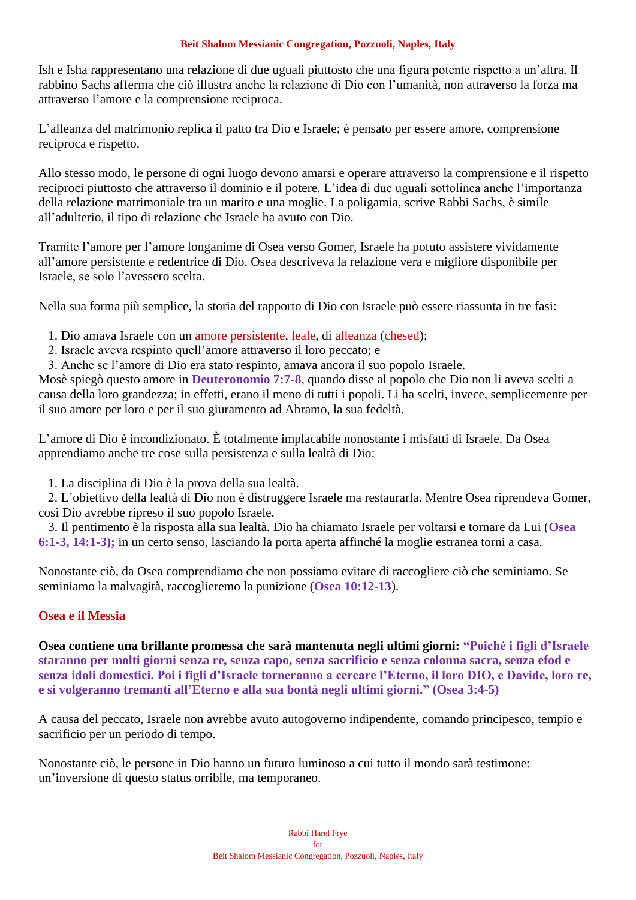Ish e Isha rappresentano una relazione di due uguali piuttosto che una figura potente rispetto a un'altra. Il rabbino Sachs afferma che ciò illustra anche la relazione di Dio con l'umanità, non attraverso la forza ma attraverso l'amore e la comprensione reciproca.

L'alleanza del matrimonio replica il patto tra Dio e Israele; è pensato per essere amore, comprensione reciproca e rispetto.

Allo stesso modo, le persone di ogni luogo devono amarsi e operare attraverso la comprensione e il rispetto reciproci piuttosto che attraverso il dominio e il potere. L'idea di due uguali sottolinea anche l'importanza della relazione matrimoniale tra un marito e una moglie. La poligamia, scrive Rabbi Sachs, è simile all'adulterio, il tipo di relazione che Israele ha avuto con Dio.

Tramite l'amore per l'amore longanime di Osea verso Gomer, Israele ha potuto assistere vividamente all'amore persistente e redentrice di Dio. Osea descriveva la relazione vera e migliore disponibile per Israele, se solo l'avessero scelta.

Nella sua forma più semplice, la storia del rapporto di Dio con Israele può essere riassunta in tre fasi:

1. Dio amava Israele con un amore persistente, leale, di alleanza (chesed);
2. Israele aveva respinto quell'amore attraverso il loro peccato; e
3. Anche se l'amore di Dio era stato respinto, amava ancora il suo popolo Israele.

Mosè spiegò questo amore in **Deuteronomio 7:7-8**, quando disse al popolo che Dio non li aveva scelti a causa della loro grandezza; in effetti, erano il meno di tutti i popoli. Li ha scelti, invece, semplicemente per il suo amore per loro e per il suo giuramento ad Abramo, la sua fedeltà.

L'amore di Dio è incondizionato. È totalmente implacabile nonostante i misfatti di Israele. Da Osea apprendiamo anche tre cose sulla persistenza e sulla lealtà di Dio:

1. La disciplina di Dio è la prova della sua lealtà.
2. L'obiettivo della lealtà di Dio non è distruggere Israele ma restaurarla. Mentre Osea riprendeva Gomer, così Dio avrebbe ripreso il suo popolo Israele.
3. Il pentimento è la risposta alla sua lealtà. Dio ha chiamato Israele per voltarsi e tornare da Lui (**Osea 6:1-3, 14:1-3);** in un certo senso, lasciando la porta aperta affinché la moglie estranea torni a casa.

Nonostante ciò, da Osea comprendiamo che non possiamo evitare di raccogliere ciò che seminiamo. Se seminiamo la malvagità, raccoglieremo la punizione (**Osea 10:12-13**).

## Osea e il Messia

**Osea contiene una brillante promessa che sarà mantenuta negli ultimi giorni: "Poiché i figli d'Israele staranno per molti giorni senza re, senza capo, senza sacrificio e senza colonna sacra, senza efod e senza idoli domestici. Poi i figli d'Israele torneranno a cercare l'Eterno, il loro DIO, e Davide, loro re, e si volgeranno tremanti all'Eterno e alla sua bontà negli ultimi giorni." (Osea 3:4-5)**

A causa del peccato, Israele non avrebbe avuto autogoverno indipendente, comando principesco, tempio e sacrificio per un periodo di tempo.

Nonostante ciò, le persone in Dio hanno un futuro luminoso a cui tutto il mondo sarà testimone: un'inversione di questo status orribile, ma temporaneo.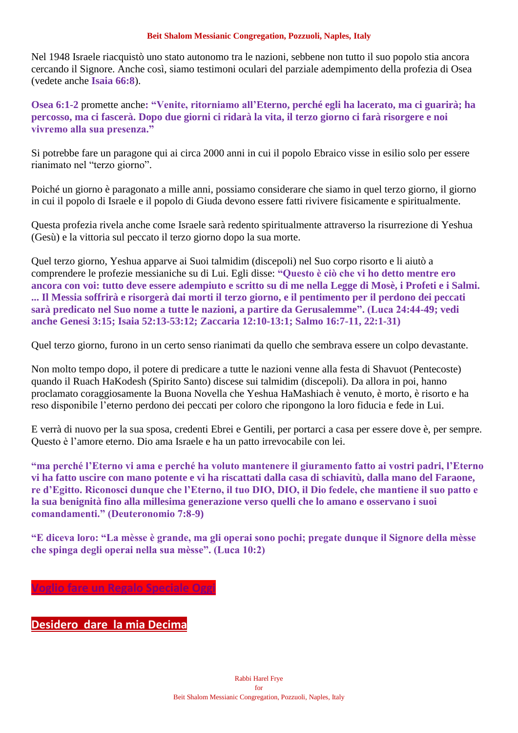Nel 1948 Israele riacquistò uno stato autonomo tra le nazioni, sebbene non tutto il suo popolo stia ancora cercando il Signore. Anche così, siamo testimoni oculari del parziale adempimento della profezia di Osea (vedete anche **Isaia 66:8**).

**Osea 6:1-2** promette anche: **"Venite, ritorniamo all'Eterno, perché egli ha lacerato, ma ci guarirà; ha percosso, ma ci fascerà. Dopo due giorni ci ridarà la vita, il terzo giorno ci farà risorgere e noi vivremo alla sua presenza."**

Si potrebbe fare un paragone qui ai circa 2000 anni in cui il popolo Ebraico visse in esilio solo per essere rianimato nel "terzo giorno".

Poiché un giorno è paragonato a mille anni, possiamo considerare che siamo in quel terzo giorno, il giorno in cui il popolo di Israele e il popolo di Giuda devono essere fatti rivivere fisicamente e spiritualmente.

Questa profezia rivela anche come Israele sarà redento spiritualmente attraverso la risurrezione di Yeshua (Gesù) e la vittoria sul peccato il terzo giorno dopo la sua morte.

Quel terzo giorno, Yeshua apparve ai Suoi talmidim (discepoli) nel Suo corpo risorto e li aiutò a comprendere le profezie messianiche su di Lui. Egli disse: **"Questo è ciò che vi ho detto mentre ero ancora con voi: tutto deve essere adempiuto e scritto su di me nella Legge di Mosè, i Profeti e i Salmi. ... Il Messia soffrirà e risorgerà dai morti il terzo giorno, e il pentimento per il perdono dei peccati sarà predicato nel Suo nome a tutte le nazioni, a partire da Gerusalemme". (Luca 24:44-49; vedi anche Genesi 3:15; Isaia 52:13-53:12; Zaccaria 12:10-13:1; Salmo 16:7-11, 22:1-31)**

Quel terzo giorno, furono in un certo senso rianimati da quello che sembrava essere un colpo devastante.

Non molto tempo dopo, il potere di predicare a tutte le nazioni venne alla festa di Shavuot (Pentecoste) quando il Ruach HaKodesh (Spirito Santo) discese sui talmidim (discepoli). Da allora in poi, hanno proclamato coraggiosamente la Buona Novella che Yeshua HaMashiach è venuto, è morto, è risorto e ha reso disponibile l'eterno perdono dei peccati per coloro che ripongono la loro fiducia e fede in Lui.

E verrà di nuovo per la sua sposa, credenti Ebrei e Gentili, per portarci a casa per essere dove è, per sempre. Questo è l'amore eterno. Dio ama Israele e ha un patto irrevocabile con lei.

**"ma perché l'Eterno vi ama e perché ha voluto mantenere il giuramento fatto ai vostri padri, l'Eterno vi ha fatto uscire con mano potente e vi ha riscattati dalla casa di schiavitù, dalla mano del Faraone, re d'Egitto. Riconosci dunque che l'Eterno, il tuo DIO, DIO, il Dio fedele, che mantiene il suo patto e la sua benignità fino alla millesima generazione verso quelli che lo amano e osservano i suoi comandamenti." (Deuteronomio 7:8-9)**

**"E diceva loro: "La mèsse è grande, ma gli operai sono pochi; pregate dunque il Signore della mèsse che spinga degli operai nella sua mèsse". (Luca 10:2)**

**Voglio fare un Regalo Speciale Oggi**

**Desidero dare la mia Decima**

Rabbi Harel Frye
for
Beit Shalom Messianic Congregation, Pozzuoli, Naples, Italy